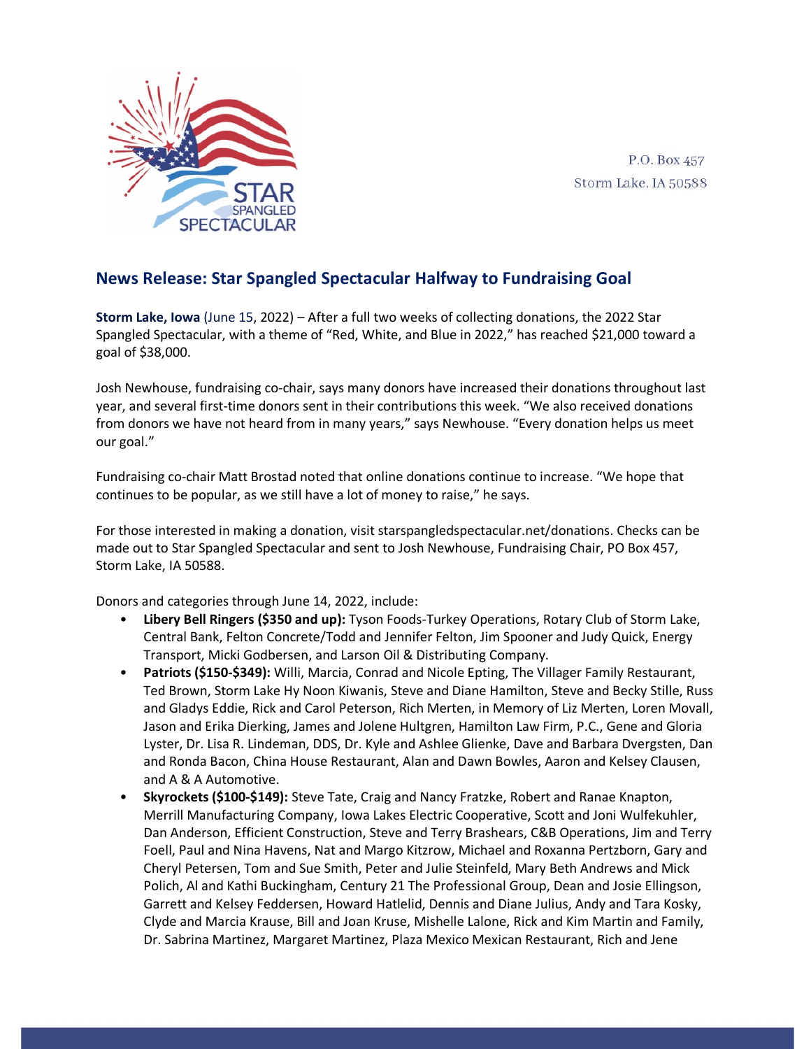P.O. Box 457
Storm Lake, IA 50588

## News Release: Star Spangled Spectacular Halfway to Fundraising Goal

**Storm Lake, Iowa** (June 15, 2022) – After a full two weeks of collecting donations, the 2022 Star Spangled Spectacular, with a theme of "Red, White, and Blue in 2022," has reached $21,000 toward a goal of $38,000.

Josh Newhouse, fundraising co-chair, says many donors have increased their donations throughout last year, and several first-time donors sent in their contributions this week. "We also received donations from donors we have not heard from in many years," says Newhouse. "Every donation helps us meet our goal."

Fundraising co-chair Matt Brostad noted that online donations continue to increase. "We hope that continues to be popular, as we still have a lot of money to raise," he says.

For those interested in making a donation, visit starspangledspectacular.net/donations. Checks can be made out to Star Spangled Spectacular and sent to Josh Newhouse, Fundraising Chair, PO Box 457, Storm Lake, IA 50588.

Donors and categories through June 14, 2022, include:

- **Libery Bell Ringers ($350 and up):** Tyson Foods-Turkey Operations, Rotary Club of Storm Lake, Central Bank, Felton Concrete/Todd and Jennifer Felton, Jim Spooner and Judy Quick, Energy Transport, Micki Godbersen, and Larson Oil & Distributing Company.
- **Patriots ($150-$349):** Willi, Marcia, Conrad and Nicole Epting, The Villager Family Restaurant, Ted Brown, Storm Lake Hy Noon Kiwanis, Steve and Diane Hamilton, Steve and Becky Stille, Russ and Gladys Eddie, Rick and Carol Peterson, Rich Merten, in Memory of Liz Merten, Loren Movall, Jason and Erika Dierking, James and Jolene Hultgren, Hamilton Law Firm, P.C., Gene and Gloria Lyster, Dr. Lisa R. Lindeman, DDS, Dr. Kyle and Ashlee Glienke, Dave and Barbara Dvergsten, Dan and Ronda Bacon, China House Restaurant, Alan and Dawn Bowles, Aaron and Kelsey Clausen, and A & A Automotive.
- **Skyrockets ($100-$149):** Steve Tate, Craig and Nancy Fratzke, Robert and Ranae Knapton, Merrill Manufacturing Company, Iowa Lakes Electric Cooperative, Scott and Joni Wulfekuhler, Dan Anderson, Efficient Construction, Steve and Terry Brashears, C&B Operations, Jim and Terry Foell, Paul and Nina Havens, Nat and Margo Kitzrow, Michael and Roxanna Pertzborn, Gary and Cheryl Petersen, Tom and Sue Smith, Peter and Julie Steinfeld, Mary Beth Andrews and Mick Polich, Al and Kathi Buckingham, Century 21 The Professional Group, Dean and Josie Ellingson, Garrett and Kelsey Feddersen, Howard Hatlelid, Dennis and Diane Julius, Andy and Tara Kosky, Clyde and Marcia Krause, Bill and Joan Kruse, Mishelle Lalone, Rick and Kim Martin and Family, Dr. Sabrina Martinez, Margaret Martinez, Plaza Mexico Mexican Restaurant, Rich and Jene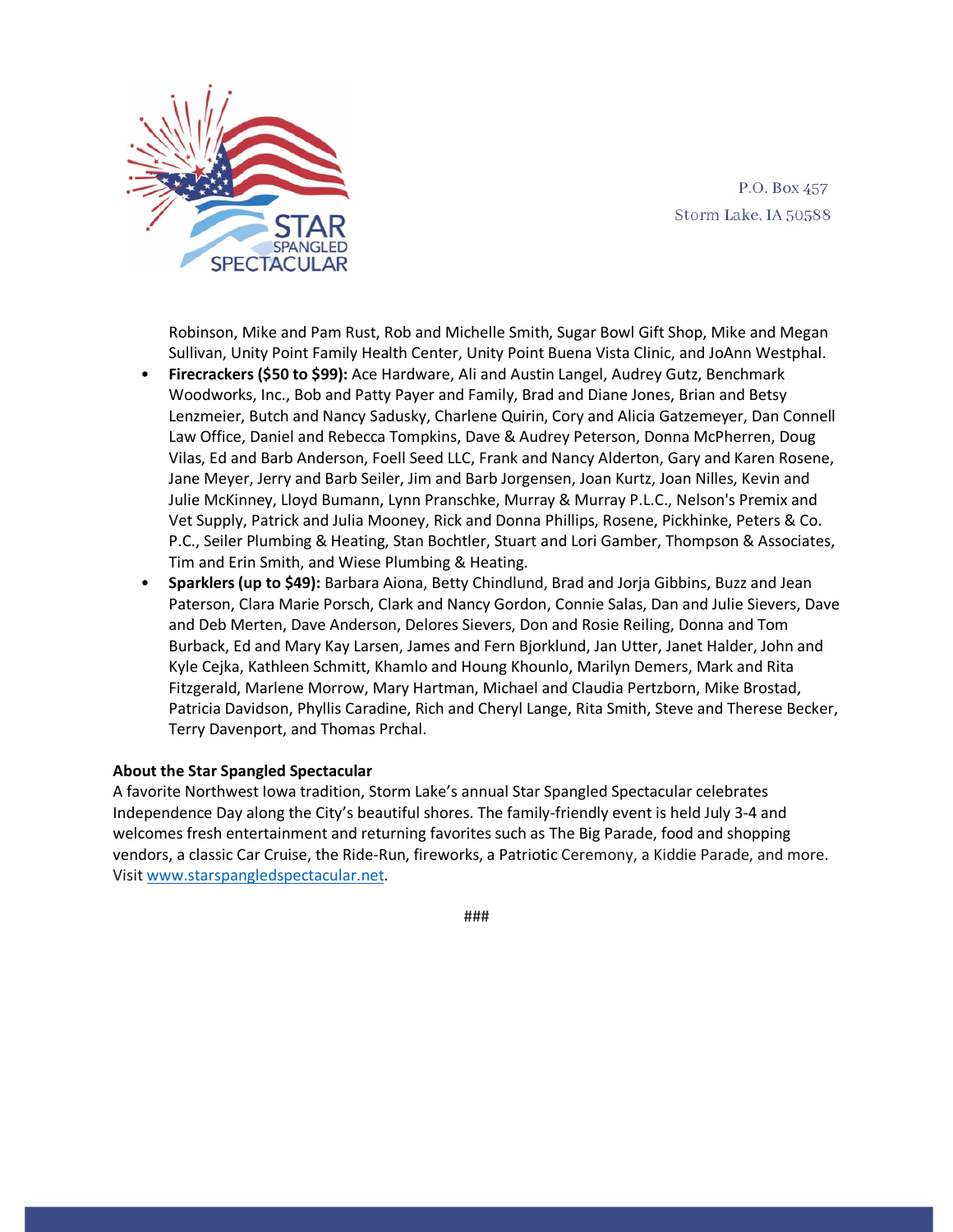Robinson, Mike and Pam Rust, Rob and Michelle Smith, Sugar Bowl Gift Shop, Mike and Megan Sullivan, Unity Point Family Health Center, Unity Point Buena Vista Clinic, and JoAnn Westphal.

- **Firecrackers ($50 to $99):** Ace Hardware, Ali and Austin Langel, Audrey Gutz, Benchmark Woodworks, Inc., Bob and Patty Payer and Family, Brad and Diane Jones, Brian and Betsy Lenzmeier, Butch and Nancy Sadusky, Charlene Quirin, Cory and Alicia Gatzemeyer, Dan Connell Law Office, Daniel and Rebecca Tompkins, Dave & Audrey Peterson, Donna McPherren, Doug Vilas, Ed and Barb Anderson, Foell Seed LLC, Frank and Nancy Alderton, Gary and Karen Rosene, Jane Meyer, Jerry and Barb Seiler, Jim and Barb Jorgensen, Joan Kurtz, Joan Nilles, Kevin and Julie McKinney, Lloyd Bumann, Lynn Pranschke, Murray & Murray P.L.C., Nelson's Premix and Vet Supply, Patrick and Julia Mooney, Rick and Donna Phillips, Rosene, Pickhinke, Peters & Co. P.C., Seiler Plumbing & Heating, Stan Bochtler, Stuart and Lori Gamber, Thompson & Associates, Tim and Erin Smith, and Wiese Plumbing & Heating.
- **Sparklers (up to $49):** Barbara Aiona, Betty Chindlund, Brad and Jorja Gibbins, Buzz and Jean Paterson, Clara Marie Porsch, Clark and Nancy Gordon, Connie Salas, Dan and Julie Sievers, Dave and Deb Merten, Dave Anderson, Delores Sievers, Don and Rosie Reiling, Donna and Tom Burback, Ed and Mary Kay Larsen, James and Fern Bjorklund, Jan Utter, Janet Halder, John and Kyle Cejka, Kathleen Schmitt, Khamlo and Houng Khounlo, Marilyn Demers, Mark and Rita Fitzgerald, Marlene Morrow, Mary Hartman, Michael and Claudia Pertzborn, Mike Brostad, Patricia Davidson, Phyllis Caradine, Rich and Cheryl Lange, Rita Smith, Steve and Therese Becker, Terry Davenport, and Thomas Prchal.

**About the Star Spangled Spectacular**

A favorite Northwest Iowa tradition, Storm Lake's annual Star Spangled Spectacular celebrates Independence Day along the City's beautiful shores. The family-friendly event is held July 3-4 and welcomes fresh entertainment and returning favorites such as The Big Parade, food and shopping vendors, a classic Car Cruise, the Ride-Run, fireworks, a Patriotic Ceremony, a Kiddie Parade, and more. Visit www.starspangledspectacular.net.

###